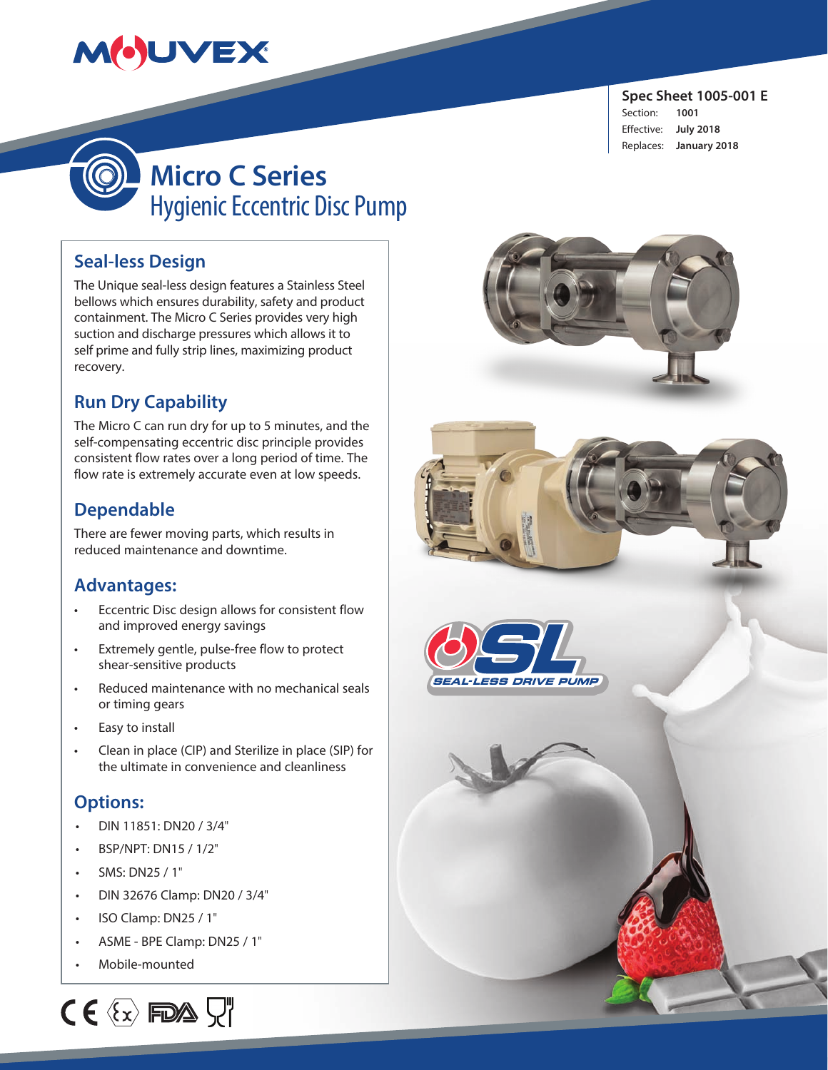# Micro C Series

## Hygienic Eccentric Disc Pump

**Spec Sheet 1005-001 E**

Section: **1001**
Effective: **July 2018**
Replaces: **January 2018**

## Seal-less Design

The Unique seal-less design features a Stainless Steel bellows which ensures durability, safety and product containment. The Micro C Series provides very high suction and discharge pressures which allows it to self prime and fully strip lines, maximizing product recovery.

## Run Dry Capability

The Micro C can run dry for up to 5 minutes, and the self-compensating eccentric disc principle provides consistent flow rates over a long period of time. The flow rate is extremely accurate even at low speeds.

## Dependable

There are fewer moving parts, which results in reduced maintenance and downtime.

## Advantages:

- Eccentric Disc design allows for consistent flow and improved energy savings
- Extremely gentle, pulse-free flow to protect shear-sensitive products
- Reduced maintenance with no mechanical seals or timing gears
- Easy to install
- Clean in place (CIP) and Sterilize in place (SIP) for the ultimate in convenience and cleanliness

## Options:

- DIN 11851: DN20 / 3/4"
- BSP/NPT: DN15 / 1/2"
- SMS: DN25 / 1"
- DIN 32676 Clamp: DN20 / 3/4"
- ISO Clamp: DN25 / 1"
- ASME - BPE Clamp: DN25 / 1"
- Mobile-mounted

SL SEAL-LESS DRIVE PUMP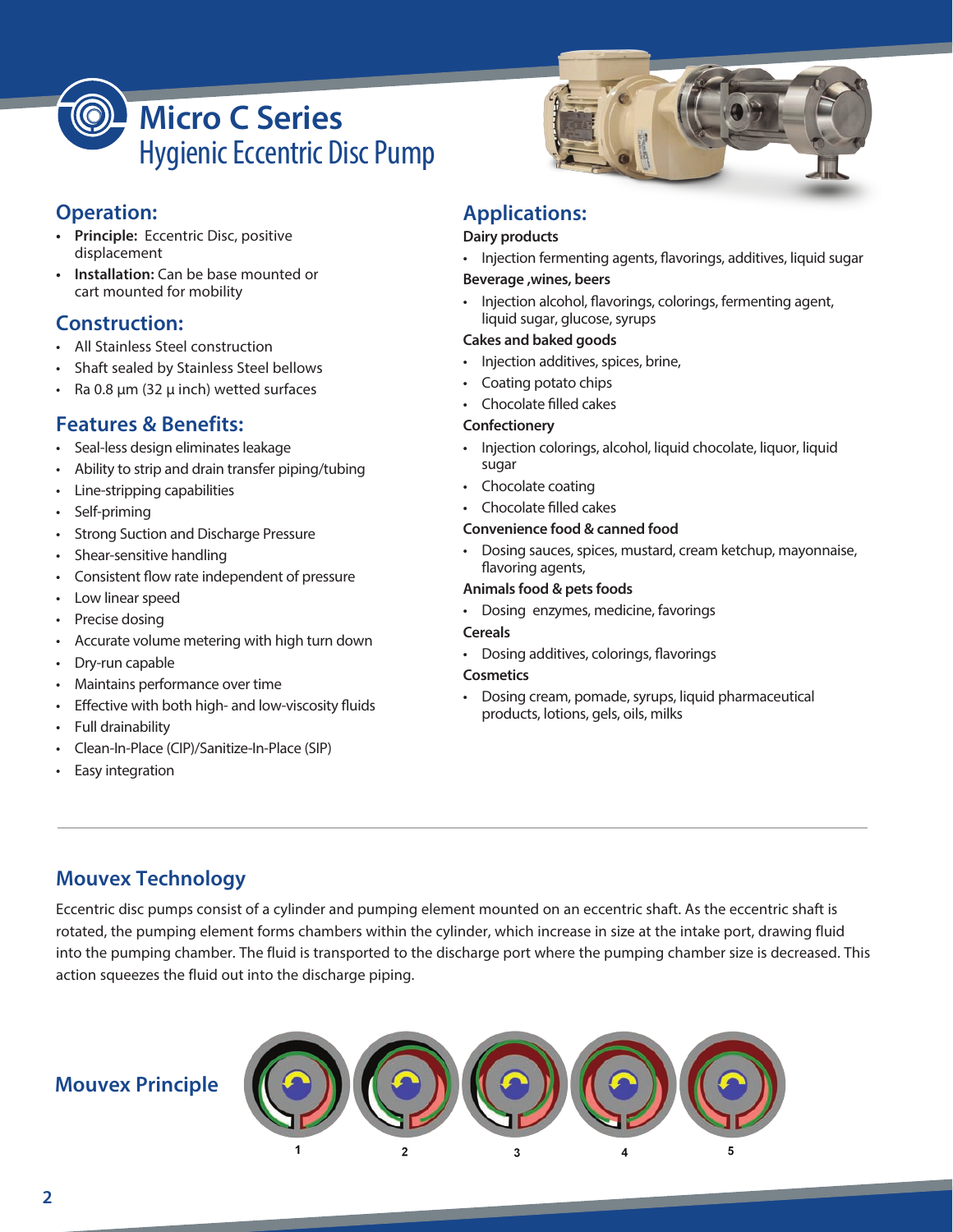# Micro C Series
## Hygienic Eccentric Disc Pump

## Operation:

- **Principle:** Eccentric Disc, positive displacement
- **Installation:** Can be base mounted or cart mounted for mobility

## Construction:

- All Stainless Steel construction
- Shaft sealed by Stainless Steel bellows
- Ra 0.8 µm (32 µ inch) wetted surfaces

## Features & Benefits:

- Seal-less design eliminates leakage
- Ability to strip and drain transfer piping/tubing
- Line-stripping capabilities
- Self-priming
- Strong Suction and Discharge Pressure
- Shear-sensitive handling
- Consistent flow rate independent of pressure
- Low linear speed
- Precise dosing
- Accurate volume metering with high turn down
- Dry-run capable
- Maintains performance over time
- Effective with both high- and low-viscosity fluids
- Full drainability
- Clean-In-Place (CIP)/Sanitize-In-Place (SIP)
- Easy integration

## Applications:

**Dairy products**

- Injection fermenting agents, flavorings, additives, liquid sugar

**Beverage ,wines, beers**

- Injection alcohol, flavorings, colorings, fermenting agent, liquid sugar, glucose, syrups

**Cakes and baked goods**

- Injection additives, spices, brine,
- Coating potato chips
- Chocolate filled cakes

**Confectionery**

- Injection colorings, alcohol, liquid chocolate, liquor, liquid sugar
- Chocolate coating
- Chocolate filled cakes

**Convenience food & canned food**

- Dosing sauces, spices, mustard, cream ketchup, mayonnaise, flavoring agents,

**Animals food & pets foods**

- Dosing  enzymes, medicine, favorings

**Cereals**

- Dosing additives, colorings, flavorings

**Cosmetics**

- Dosing cream, pomade, syrups, liquid pharmaceutical products, lotions, gels, oils, milks

## Mouvex Technology

Eccentric disc pumps consist of a cylinder and pumping element mounted on an eccentric shaft. As the eccentric shaft is rotated, the pumping element forms chambers within the cylinder, which increase in size at the intake port, drawing fluid into the pumping chamber. The fluid is transported to the discharge port where the pumping chamber size is decreased. This action squeezes the fluid out into the discharge piping.

## Mouvex Principle

1 2 3 4 5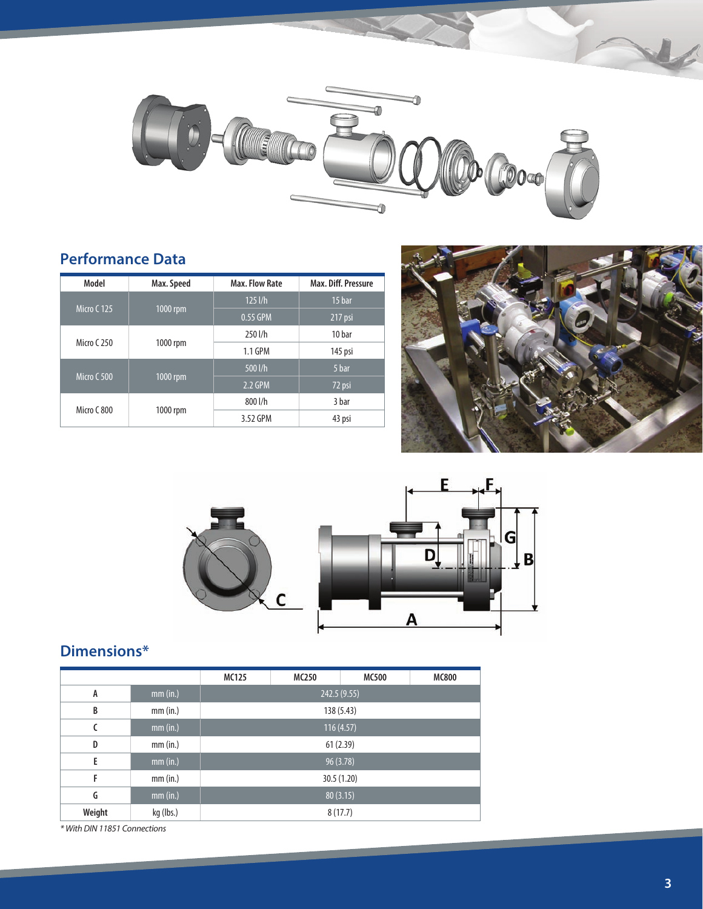## Performance Data

| Model | Max. Speed | Max. Flow Rate | Max. Diff. Pressure |
|---|---|---|---|
| Micro C 125 | 1000 rpm | 125 l/h | 15 bar |
| | | 0.55 GPM | 217 psi |
| Micro C 250 | 1000 rpm | 250 l/h | 10 bar |
| | | 1.1 GPM | 145 psi |
| Micro C 500 | 1000 rpm | 500 l/h | 5 bar |
| | | 2.2 GPM | 72 psi |
| Micro C 800 | 1000 rpm | 800 l/h | 3 bar |
| | | 3.52 GPM | 43 psi |

## Dimensions*

| | | MC125 | MC250 | MC500 | MC800 |
|---|---|---|---|---|---|
| A | mm (in.) | 242.5 (9.55) | | | |
| B | mm (in.) | 138 (5.43) | | | |
| C | mm (in.) | 116 (4.57) | | | |
| D | mm (in.) | 61 (2.39) | | | |
| E | mm (in.) | 96 (3.78) | | | |
| F | mm (in.) | 30.5 (1.20) | | | |
| G | mm (in.) | 80 (3.15) | | | |
| Weight | kg (lbs.) | 8 (17.7) | | | |

*\* With DIN 11851 Connections*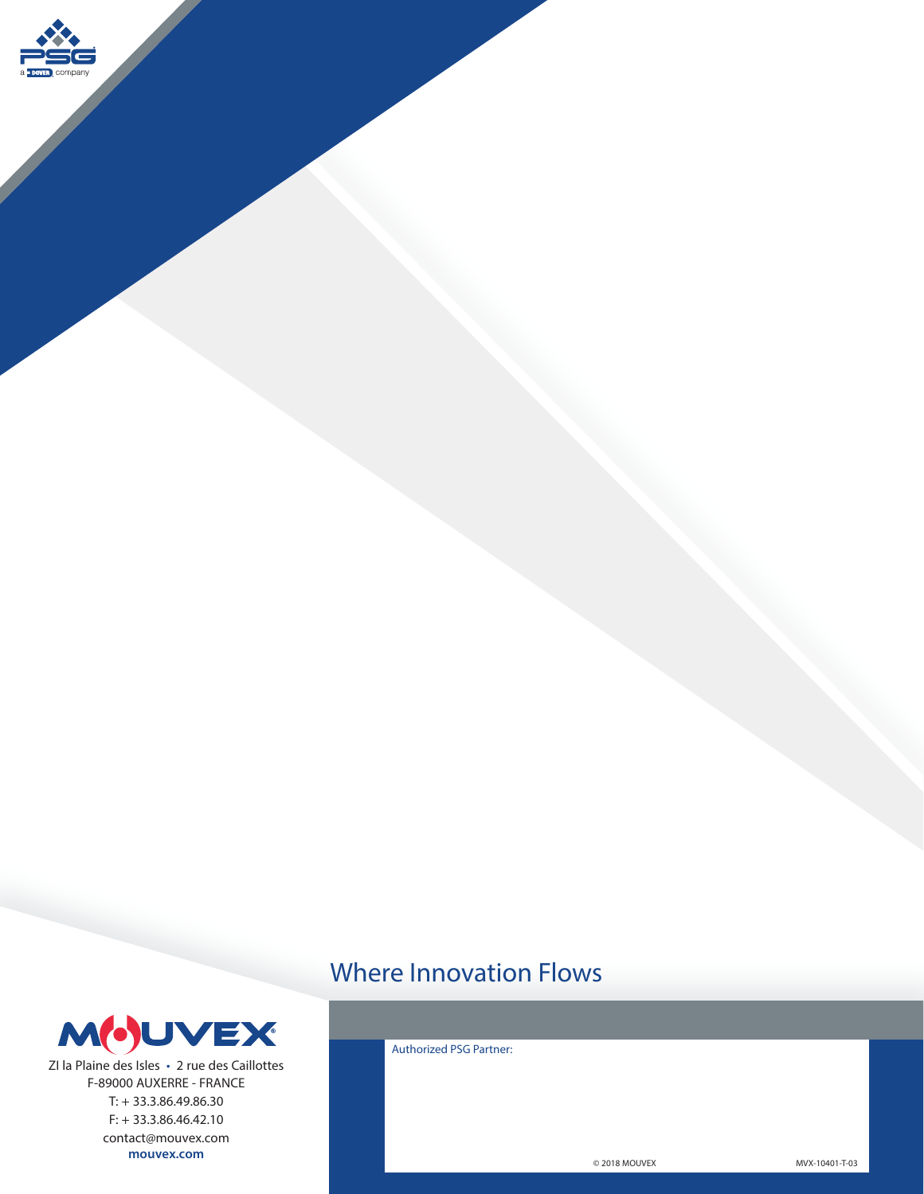PSG
a DOVER company

Where Innovation Flows

MOUVEX

ZI la Plaine des Isles • 2 rue des Caillottes
F-89000 AUXERRE - FRANCE
T: + 33.3.86.49.86.30
F: + 33.3.86.46.42.10
contact@mouvex.com
**mouvex.com**

Authorized PSG Partner:

© 2018 MOUVEX

MVX-10401-T-03